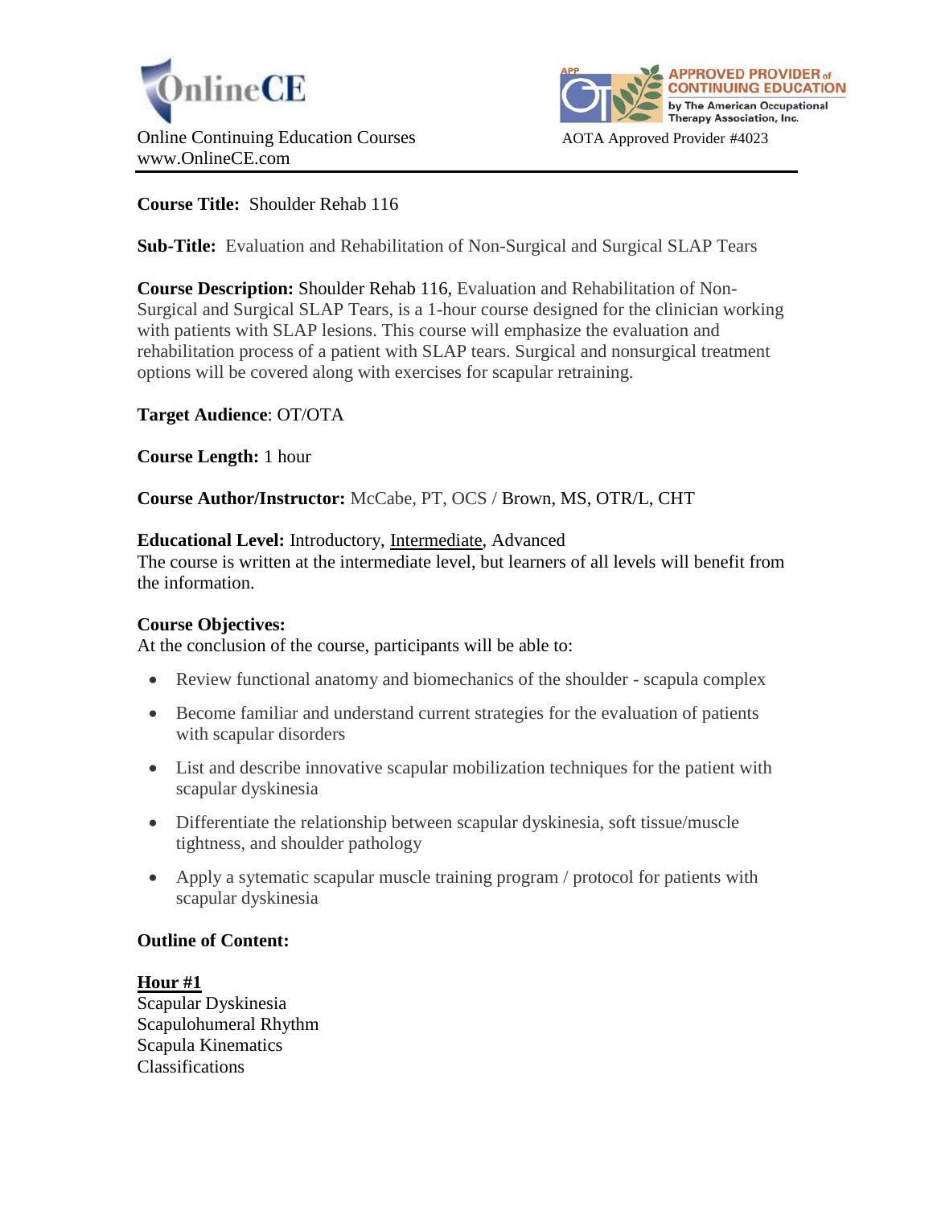OnlineCE

Online Continuing Education Courses
www.OnlineCE.com

APPROVED PROVIDER of CONTINUING EDUCATION by The American Occupational Therapy Association, Inc.

AOTA Approved Provider #4023

---

**Course Title:** Shoulder Rehab 116

**Sub-Title:** Evaluation and Rehabilitation of Non-Surgical and Surgical SLAP Tears

**Course Description:** Shoulder Rehab 116, Evaluation and Rehabilitation of Non-Surgical and Surgical SLAP Tears, is a 1-hour course designed for the clinician working with patients with SLAP lesions. This course will emphasize the evaluation and rehabilitation process of a patient with SLAP tears. Surgical and nonsurgical treatment options will be covered along with exercises for scapular retraining.

**Target Audience**: OT/OTA

**Course Length:** 1 hour

**Course Author/Instructor:** McCabe, PT, OCS / Brown, MS, OTR/L, CHT

**Educational Level:** Introductory, Intermediate, Advanced
The course is written at the intermediate level, but learners of all levels will benefit from the information.

**Course Objectives:**
At the conclusion of the course, participants will be able to:

- Review functional anatomy and biomechanics of the shoulder - scapula complex
- Become familiar and understand current strategies for the evaluation of patients with scapular disorders
- List and describe innovative scapular mobilization techniques for the patient with scapular dyskinesia
- Differentiate the relationship between scapular dyskinesia, soft tissue/muscle tightness, and shoulder pathology
- Apply a sytematic scapular muscle training program / protocol for patients with scapular dyskinesia

**Outline of Content:**

**Hour #1**
Scapular Dyskinesia
Scapulohumeral Rhythm
Scapula Kinematics
Classifications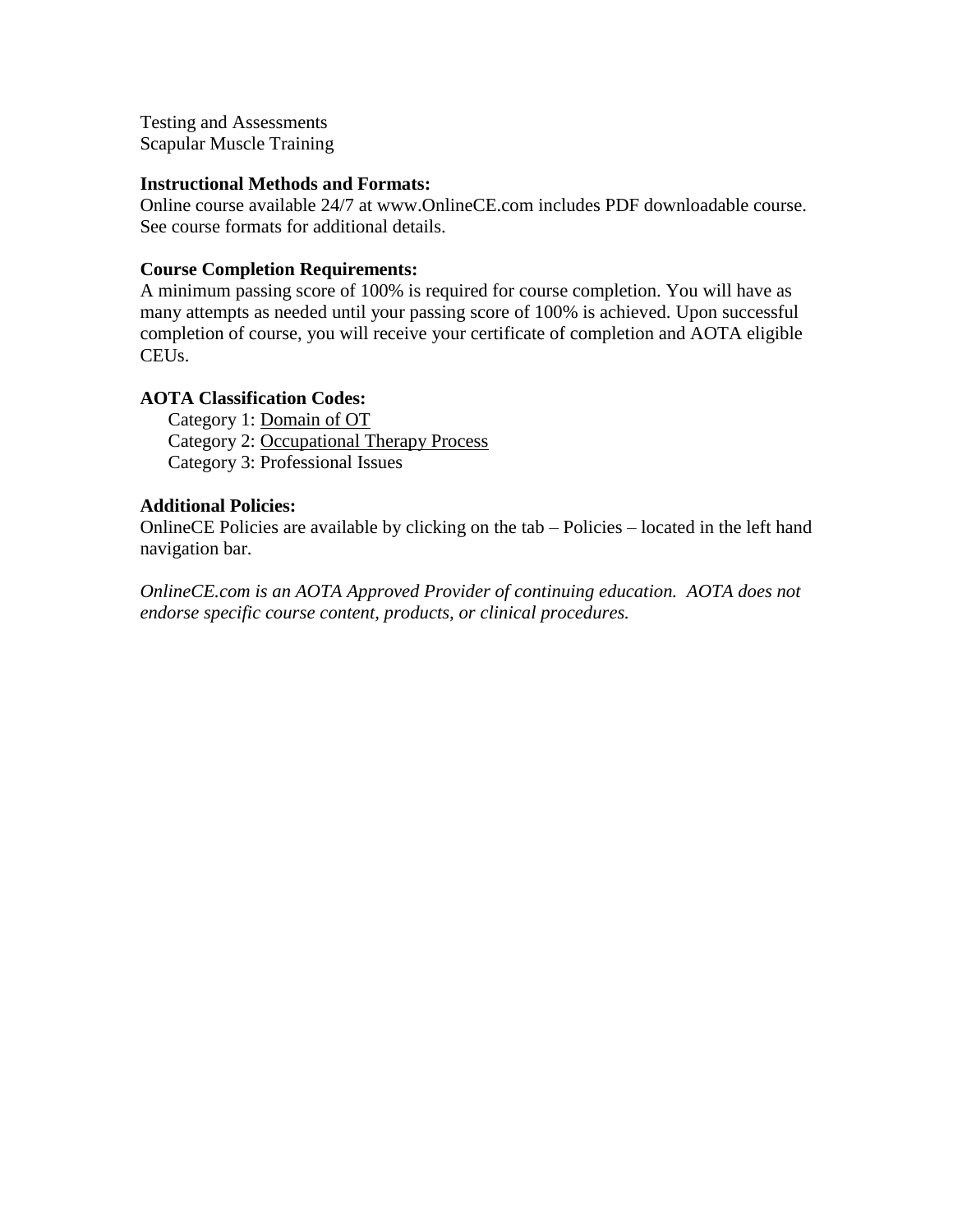Testing and Assessments
Scapular Muscle Training

**Instructional Methods and Formats:**
Online course available 24/7 at www.OnlineCE.com includes PDF downloadable course. See course formats for additional details.

**Course Completion Requirements:**
A minimum passing score of 100% is required for course completion. You will have as many attempts as needed until your passing score of 100% is achieved. Upon successful completion of course, you will receive your certificate of completion and AOTA eligible CEUs.

**AOTA Classification Codes:**

Category 1: Domain of OT
Category 2: Occupational Therapy Process
Category 3: Professional Issues

**Additional Policies:**
OnlineCE Policies are available by clicking on the tab – Policies – located in the left hand navigation bar.

*OnlineCE.com is an AOTA Approved Provider of continuing education. AOTA does not endorse specific course content, products, or clinical procedures.*